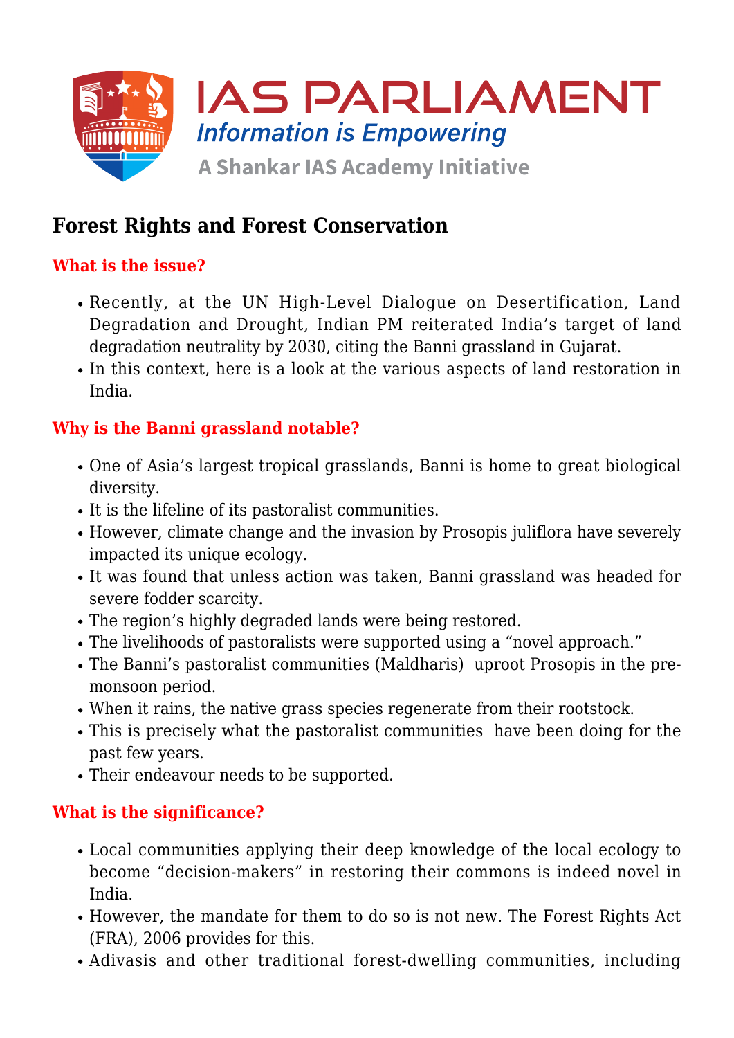# Forest Rights and Forest Conservation

## What is the issue?

- Recently, at the UN High-Level Dialogue on Desertification, Land Degradation and Drought, Indian PM reiterated India's target of land degradation neutrality by 2030, citing the Banni grassland in Gujarat.
- In this context, here is a look at the various aspects of land restoration in India.

## Why is the Banni grassland notable?

- One of Asia's largest tropical grasslands, Banni is home to great biological diversity.
- It is the lifeline of its pastoralist communities.
- However, climate change and the invasion by Prosopis juliflora have severely impacted its unique ecology.
- It was found that unless action was taken, Banni grassland was headed for severe fodder scarcity.
- The region's highly degraded lands were being restored.
- The livelihoods of pastoralists were supported using a "novel approach."
- The Banni's pastoralist communities (Maldharis) uproot Prosopis in the pre-monsoon period.
- When it rains, the native grass species regenerate from their rootstock.
- This is precisely what the pastoralist communities have been doing for the past few years.
- Their endeavour needs to be supported.

## What is the significance?

- Local communities applying their deep knowledge of the local ecology to become "decision-makers" in restoring their commons is indeed novel in India.
- However, the mandate for them to do so is not new. The Forest Rights Act (FRA), 2006 provides for this.
- Adivasis and other traditional forest-dwelling communities, including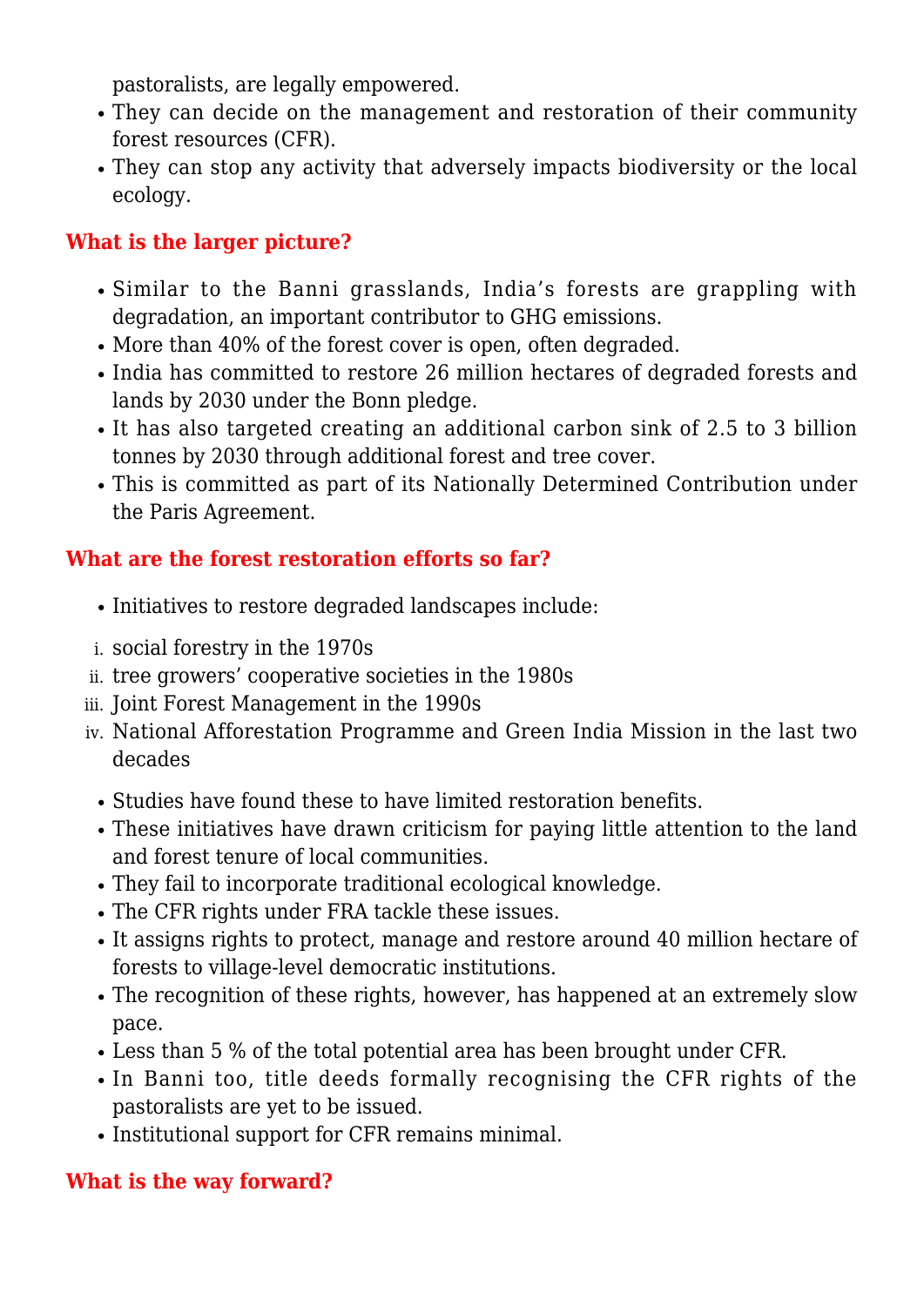pastoralists, are legally empowered.

- They can decide on the management and restoration of their community forest resources (CFR).
- They can stop any activity that adversely impacts biodiversity or the local ecology.

### What is the larger picture?

- Similar to the Banni grasslands, India's forests are grappling with degradation, an important contributor to GHG emissions.
- More than 40% of the forest cover is open, often degraded.
- India has committed to restore 26 million hectares of degraded forests and lands by 2030 under the Bonn pledge.
- It has also targeted creating an additional carbon sink of 2.5 to 3 billion tonnes by 2030 through additional forest and tree cover.
- This is committed as part of its Nationally Determined Contribution under the Paris Agreement.

### What are the forest restoration efforts so far?

- Initiatives to restore degraded landscapes include:

i. social forestry in the 1970s
ii. tree growers' cooperative societies in the 1980s
iii. Joint Forest Management in the 1990s
iv. National Afforestation Programme and Green India Mission in the last two decades

- Studies have found these to have limited restoration benefits.
- These initiatives have drawn criticism for paying little attention to the land and forest tenure of local communities.
- They fail to incorporate traditional ecological knowledge.
- The CFR rights under FRA tackle these issues.
- It assigns rights to protect, manage and restore around 40 million hectare of forests to village-level democratic institutions.
- The recognition of these rights, however, has happened at an extremely slow pace.
- Less than 5 % of the total potential area has been brought under CFR.
- In Banni too, title deeds formally recognising the CFR rights of the pastoralists are yet to be issued.
- Institutional support for CFR remains minimal.

### What is the way forward?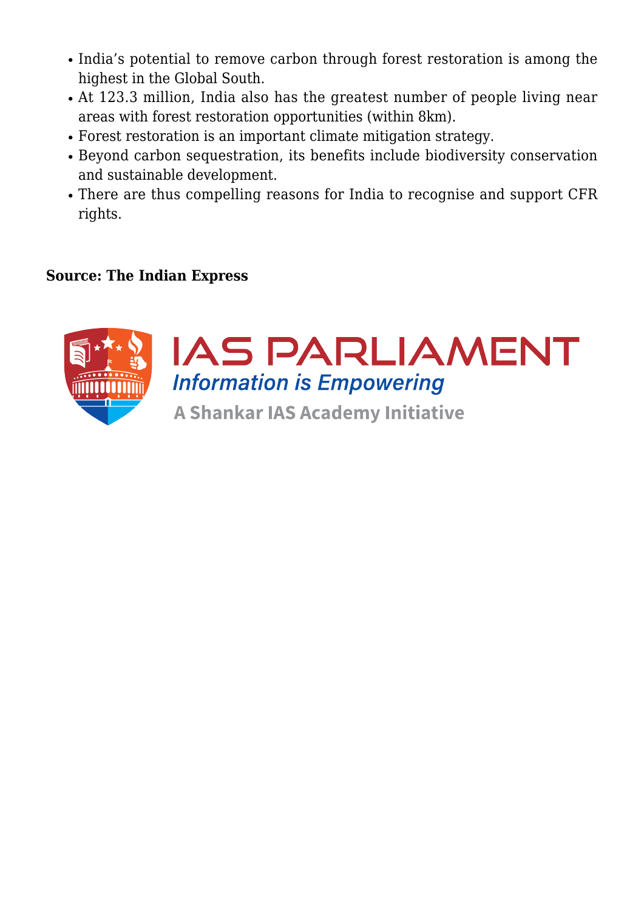- India’s potential to remove carbon through forest restoration is among the highest in the Global South.
- At 123.3 million, India also has the greatest number of people living near areas with forest restoration opportunities (within 8km).
- Forest restoration is an important climate mitigation strategy.
- Beyond carbon sequestration, its benefits include biodiversity conservation and sustainable development.
- There are thus compelling reasons for India to recognise and support CFR rights.

**Source: The Indian Express**